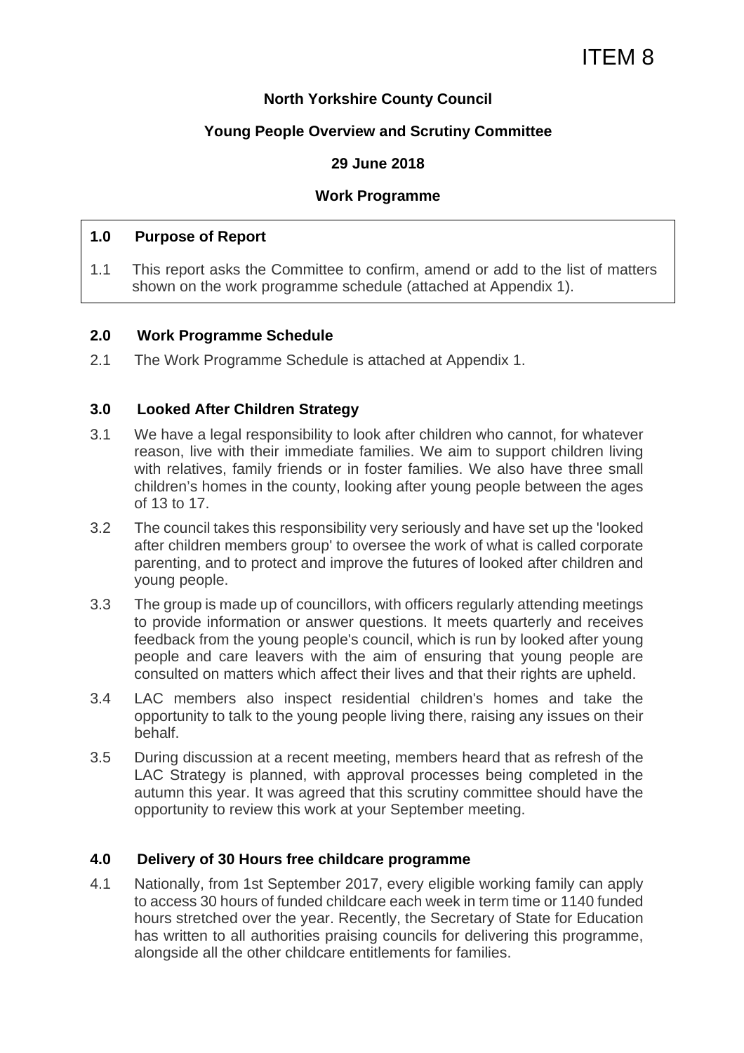ITEM 8

**North Yorkshire County Council**

**Young People Overview and Scrutiny Committee**

**29 June 2018**

**Work Programme**

## 1.0 Purpose of Report

1.1 This report asks the Committee to confirm, amend or add to the list of matters shown on the work programme schedule (attached at Appendix 1).

## 2.0 Work Programme Schedule

2.1 The Work Programme Schedule is attached at Appendix 1.

## 3.0 Looked After Children Strategy

3.1 We have a legal responsibility to look after children who cannot, for whatever reason, live with their immediate families. We aim to support children living with relatives, family friends or in foster families. We also have three small children's homes in the county, looking after young people between the ages of 13 to 17.

3.2 The council takes this responsibility very seriously and have set up the 'looked after children members group' to oversee the work of what is called corporate parenting, and to protect and improve the futures of looked after children and young people.

3.3 The group is made up of councillors, with officers regularly attending meetings to provide information or answer questions. It meets quarterly and receives feedback from the young people's council, which is run by looked after young people and care leavers with the aim of ensuring that young people are consulted on matters which affect their lives and that their rights are upheld.

3.4 LAC members also inspect residential children's homes and take the opportunity to talk to the young people living there, raising any issues on their behalf.

3.5 During discussion at a recent meeting, members heard that as refresh of the LAC Strategy is planned, with approval processes being completed in the autumn this year. It was agreed that this scrutiny committee should have the opportunity to review this work at your September meeting.

## 4.0 Delivery of 30 Hours free childcare programme

4.1 Nationally, from 1st September 2017, every eligible working family can apply to access 30 hours of funded childcare each week in term time or 1140 funded hours stretched over the year. Recently, the Secretary of State for Education has written to all authorities praising councils for delivering this programme, alongside all the other childcare entitlements for families.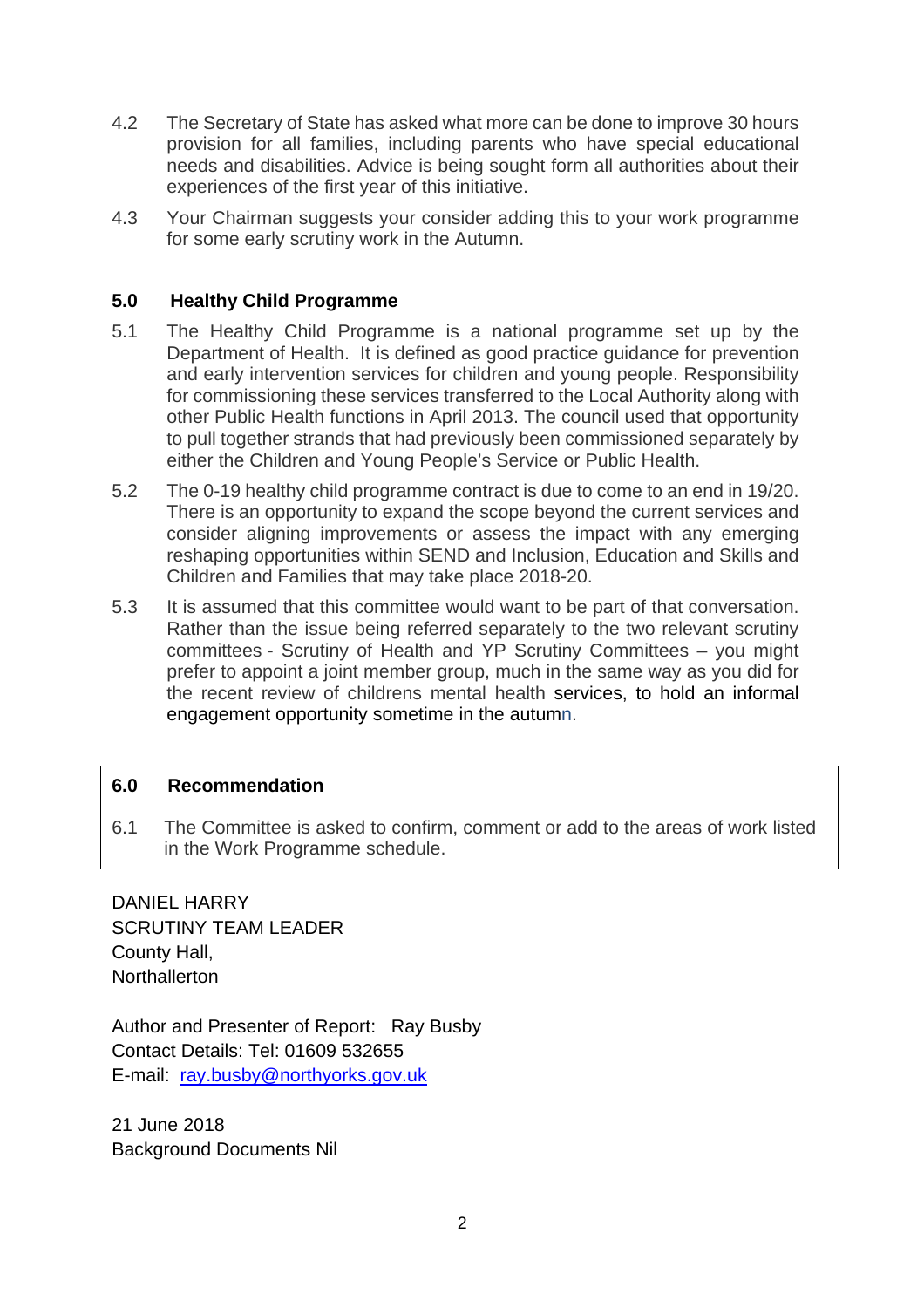4.2 The Secretary of State has asked what more can be done to improve 30 hours provision for all families, including parents who have special educational needs and disabilities. Advice is being sought form all authorities about their experiences of the first year of this initiative.

4.3 Your Chairman suggests your consider adding this to your work programme for some early scrutiny work in the Autumn.

## 5.0 Healthy Child Programme

5.1 The Healthy Child Programme is a national programme set up by the Department of Health. It is defined as good practice guidance for prevention and early intervention services for children and young people. Responsibility for commissioning these services transferred to the Local Authority along with other Public Health functions in April 2013. The council used that opportunity to pull together strands that had previously been commissioned separately by either the Children and Young People's Service or Public Health.

5.2 The 0-19 healthy child programme contract is due to come to an end in 19/20. There is an opportunity to expand the scope beyond the current services and consider aligning improvements or assess the impact with any emerging reshaping opportunities within SEND and Inclusion, Education and Skills and Children and Families that may take place 2018-20.

5.3 It is assumed that this committee would want to be part of that conversation. Rather than the issue being referred separately to the two relevant scrutiny committees - Scrutiny of Health and YP Scrutiny Committees – you might prefer to appoint a joint member group, much in the same way as you did for the recent review of childrens mental health services, to hold an informal engagement opportunity sometime in the autumn.

## 6.0 Recommendation

6.1 The Committee is asked to confirm, comment or add to the areas of work listed in the Work Programme schedule.

DANIEL HARRY
SCRUTINY TEAM LEADER
County Hall,
Northallerton

Author and Presenter of Report: Ray Busby
Contact Details: Tel: 01609 532655
E-mail: ray.busby@northyorks.gov.uk

21 June 2018
Background Documents Nil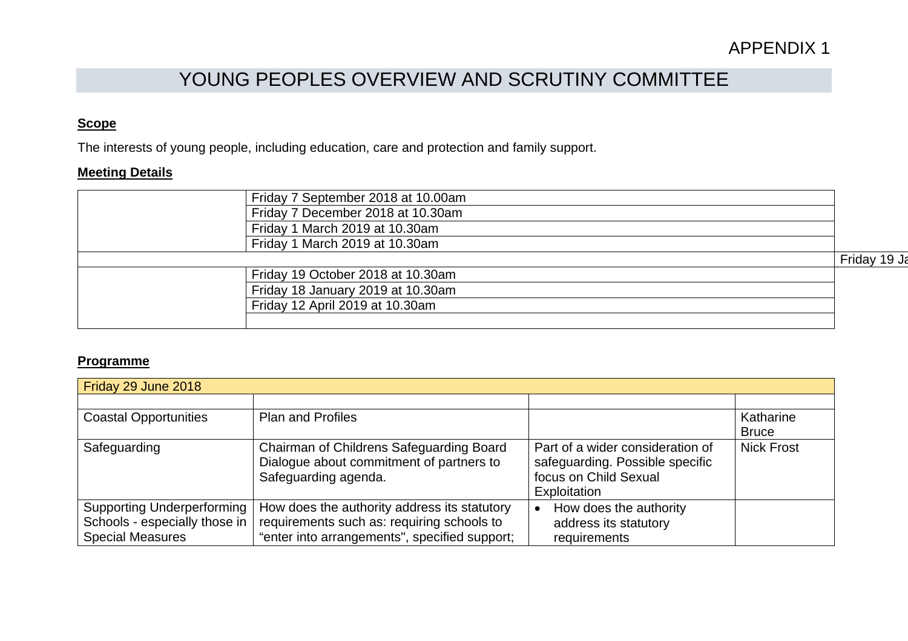APPENDIX 1

# YOUNG PEOPLES OVERVIEW AND SCRUTINY COMMITTEE

**Scope**

The interests of young people, including education, care and protection and family support.

**Meeting Details**

| | | |
|---|---|---|
| | Friday 7 September 2018 at 10.00am | |
| | Friday 7 December 2018 at 10.30am | |
| | Friday 1 March 2019 at 10.30am | |
| | Friday 1 March 2019 at 10.30am | |
| | | Friday 19 Ja |
| | Friday 19 October 2018 at 10.30am | |
| | Friday 18 January 2019 at 10.30am | |
| | Friday 12 April 2019 at 10.30am | |
| | | |

**Programme**

| Friday 29 June 2018 | | | |
|---|---|---|---|
| | | | |
| Coastal Opportunities | Plan and Profiles | | Katharine Bruce |
| Safeguarding | Chairman of Childrens Safeguarding Board Dialogue about commitment of partners to Safeguarding agenda. | Part of a wider consideration of safeguarding. Possible specific focus on Child Sexual Exploitation | Nick Frost |
| Supporting Underperforming Schools - especially those in Special Measures | How does the authority address its statutory requirements such as: requiring schools to "enter into arrangements", specified support; | • How does the authority address its statutory requirements | |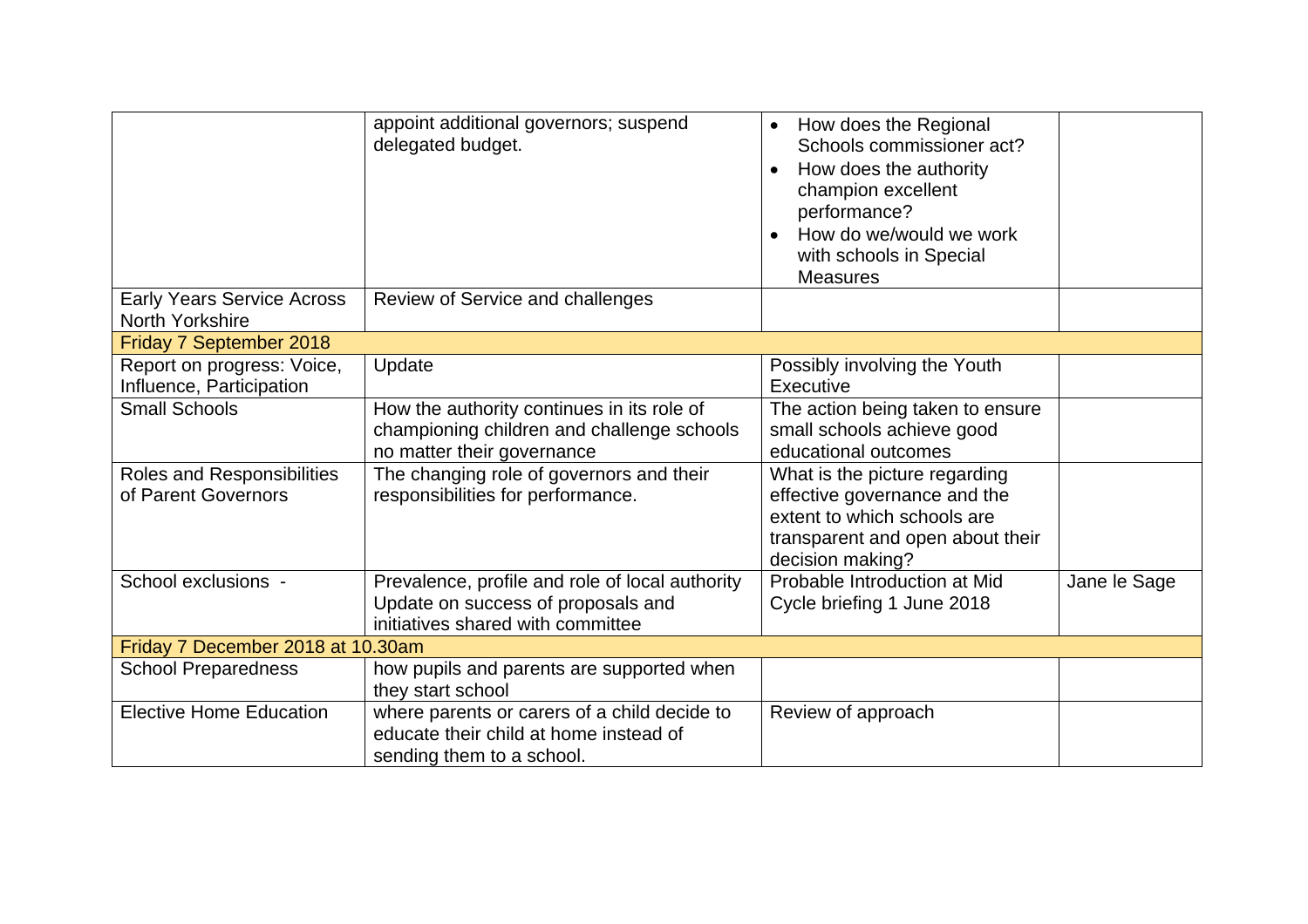| | | | |
|---|---|---|---|
| | appoint additional governors; suspend delegated budget. | • How does the Regional Schools commissioner act?<br>• How does the authority champion excellent performance?<br>• How do we/would we work with schools in Special Measures | |
| Early Years Service Across North Yorkshire | Review of Service and challenges | | |
| **Friday 7 September 2018** | | | |
| Report on progress: Voice, Influence, Participation | Update | Possibly involving the Youth Executive | |
| Small Schools | How the authority continues in its role of championing children and challenge schools no matter their governance | The action being taken to ensure small schools achieve good educational outcomes | |
| Roles and Responsibilities of Parent Governors | The changing role of governors and their responsibilities for performance. | What is the picture regarding effective governance and the extent to which schools are transparent and open about their decision making? | |
| School exclusions - | Prevalence, profile and role of local authority Update on success of proposals and initiatives shared with committee | Probable Introduction at Mid Cycle briefing 1 June 2018 | Jane le Sage |
| **Friday 7 December 2018 at 10.30am** | | | |
| School Preparedness | how pupils and parents are supported when they start school | | |
| Elective Home Education | where parents or carers of a child decide to educate their child at home instead of sending them to a school. | Review of approach | |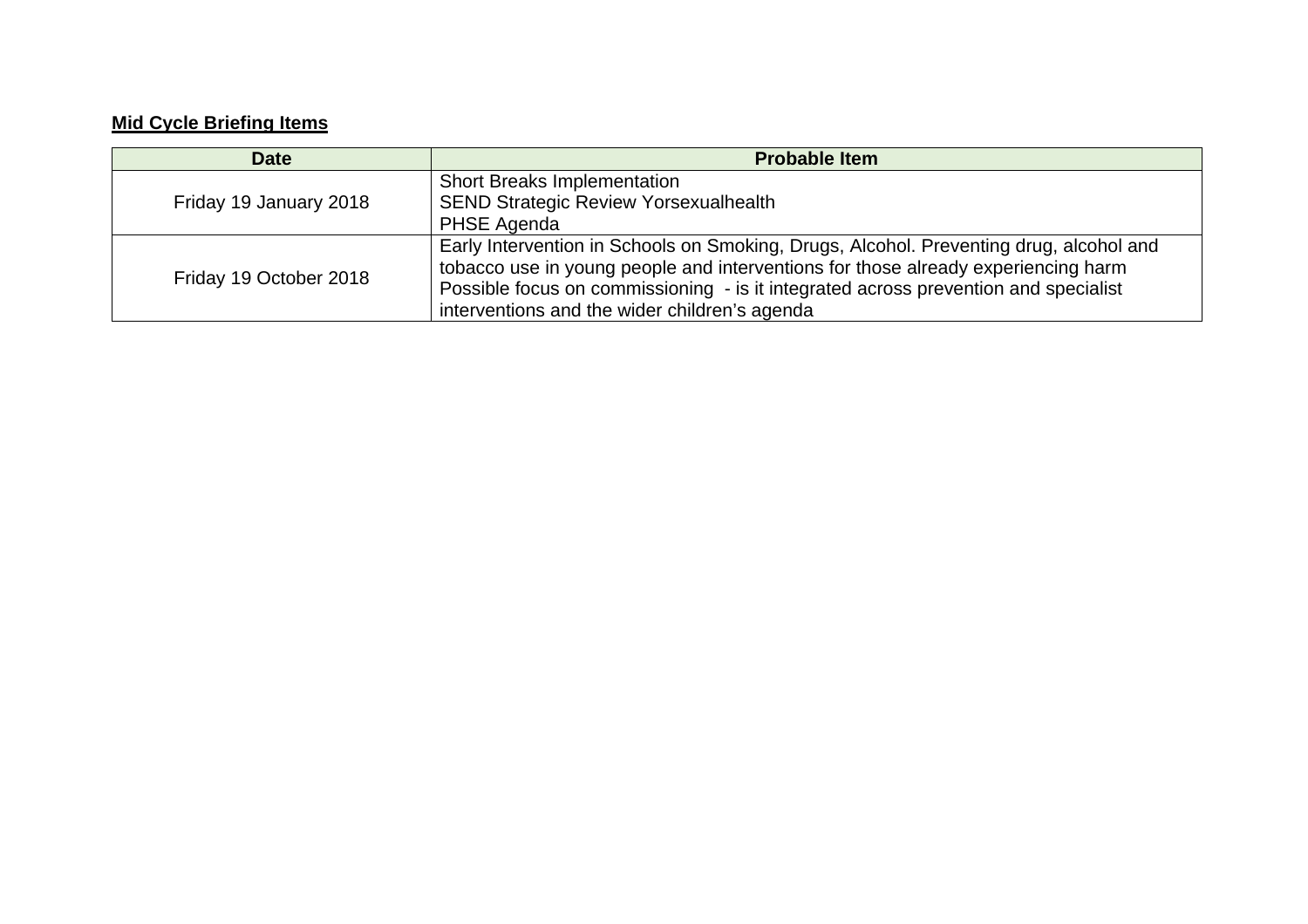**Mid Cycle Briefing Items**

| Date | Probable Item |
| --- | --- |
| Friday 19 January 2018 | Short Breaks Implementation<br>SEND Strategic Review Yorsexualhealth<br>PHSE Agenda |
| Friday 19 October 2018 | Early Intervention in Schools on Smoking, Drugs, Alcohol. Preventing drug, alcohol and tobacco use in young people and interventions for those already experiencing harm<br>Possible focus on commissioning - is it integrated across prevention and specialist interventions and the wider children's agenda |